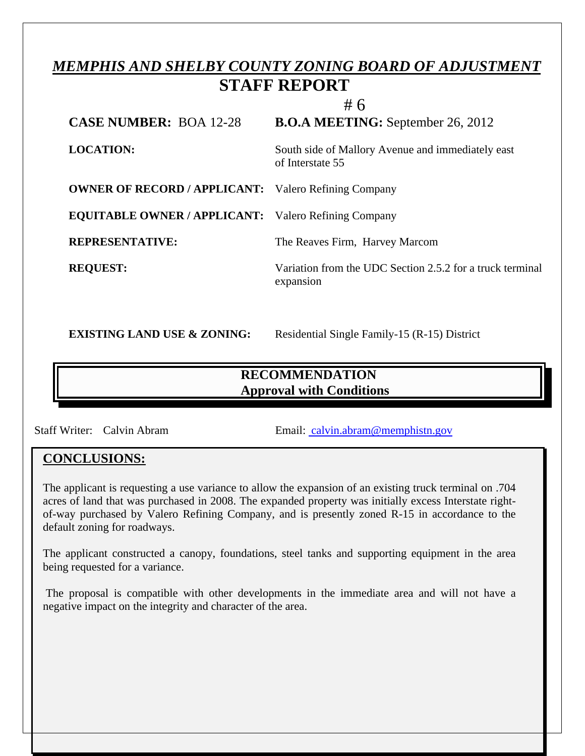# *MEMPHIS AND SHELBY COUNTY ZONING BOARD OF ADJUSTMENT*

## STAFF REPORT

# 6

| | |
|---|---|
| **CASE NUMBER:** BOA 12-28 | **B.O.A MEETING:** September 26, 2012 |
| **LOCATION:** | South side of Mallory Avenue and immediately east of Interstate 55 |
| **OWNER OF RECORD / APPLICANT:** | Valero Refining Company |
| **EQUITABLE OWNER / APPLICANT:** | Valero Refining Company |
| **REPRESENTATIVE:** | The Reaves Firm, Harvey Marcom |
| **REQUEST:** | Variation from the UDC Section 2.5.2 for a truck terminal expansion |
| **EXISTING LAND USE & ZONING:** | Residential Single Family-15 (R-15) District |

**RECOMMENDATION**
**Approval with Conditions**

Staff Writer: Calvin Abram    Email: calvin.abram@memphistn.gov

## CONCLUSIONS:

The applicant is requesting a use variance to allow the expansion of an existing truck terminal on .704 acres of land that was purchased in 2008. The expanded property was initially excess Interstate right-of-way purchased by Valero Refining Company, and is presently zoned R-15 in accordance to the default zoning for roadways.

The applicant constructed a canopy, foundations, steel tanks and supporting equipment in the area being requested for a variance.

The proposal is compatible with other developments in the immediate area and will not have a negative impact on the integrity and character of the area.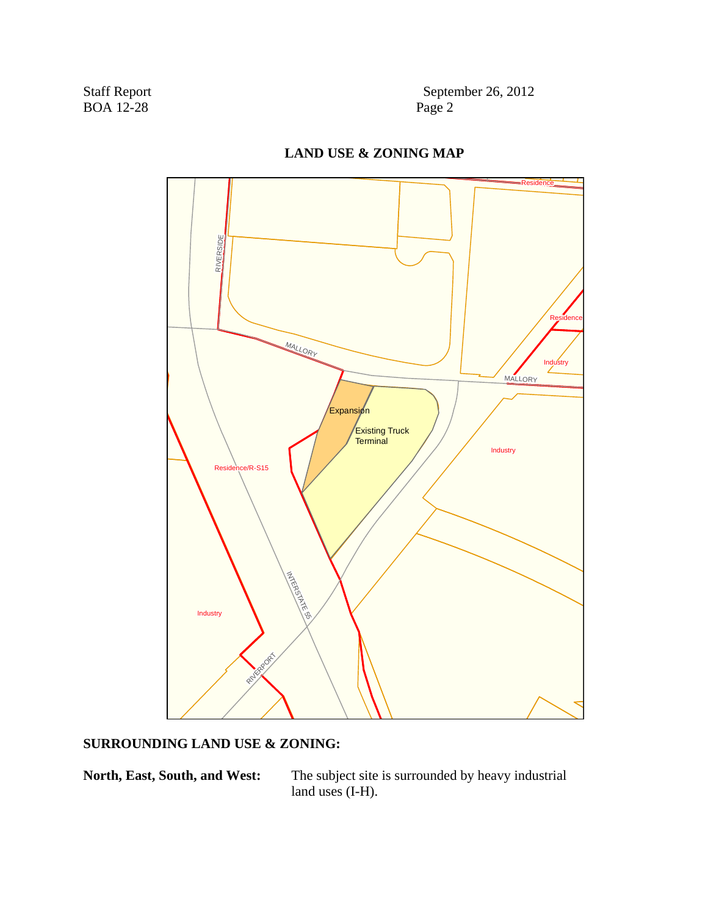## LAND USE & ZONING MAP

## SURROUNDING LAND USE & ZONING:

**North, East, South, and West:** The subject site is surrounded by heavy industrial land uses (I-H).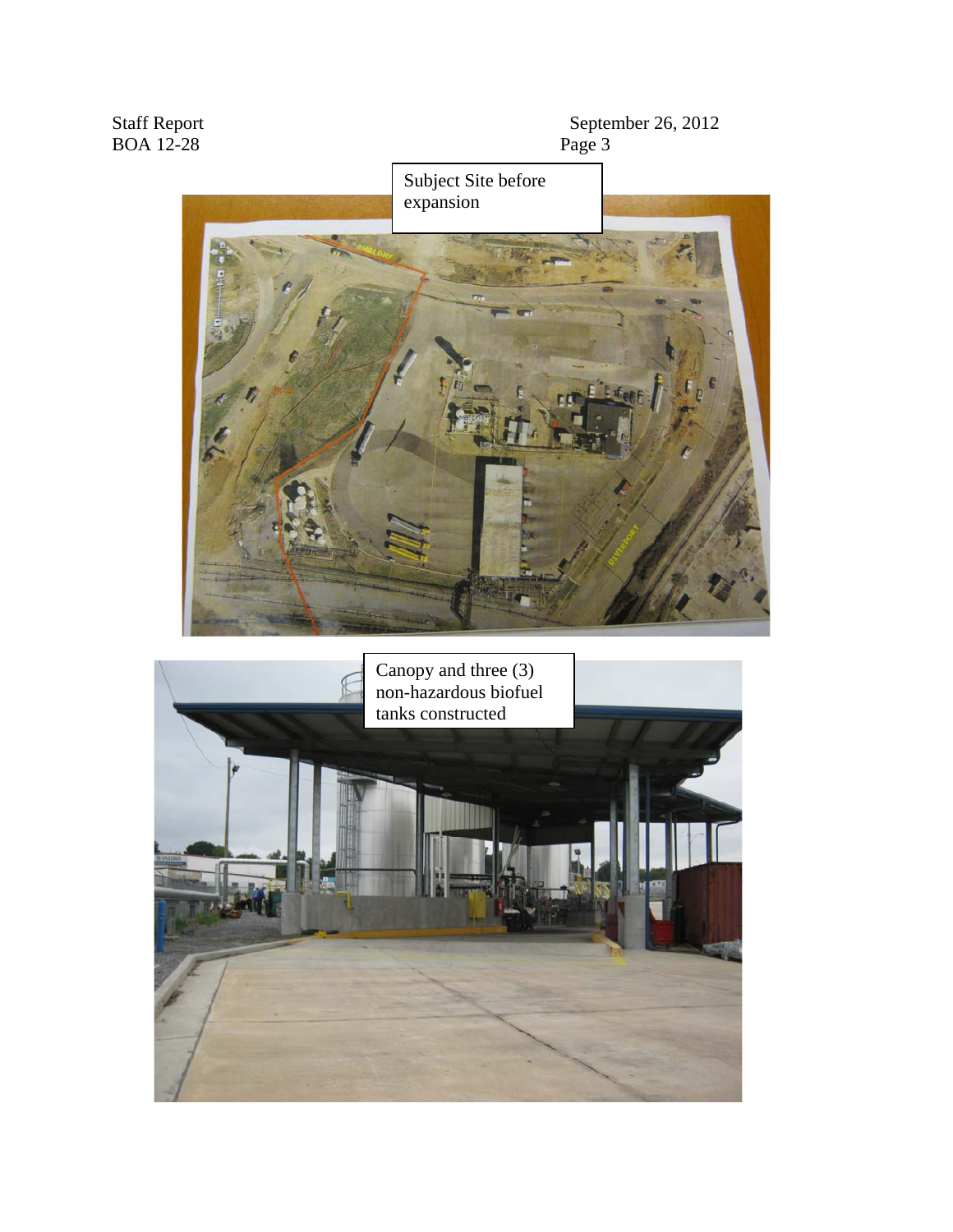Subject Site before expansion

Canopy and three (3) non-hazardous biofuel tanks constructed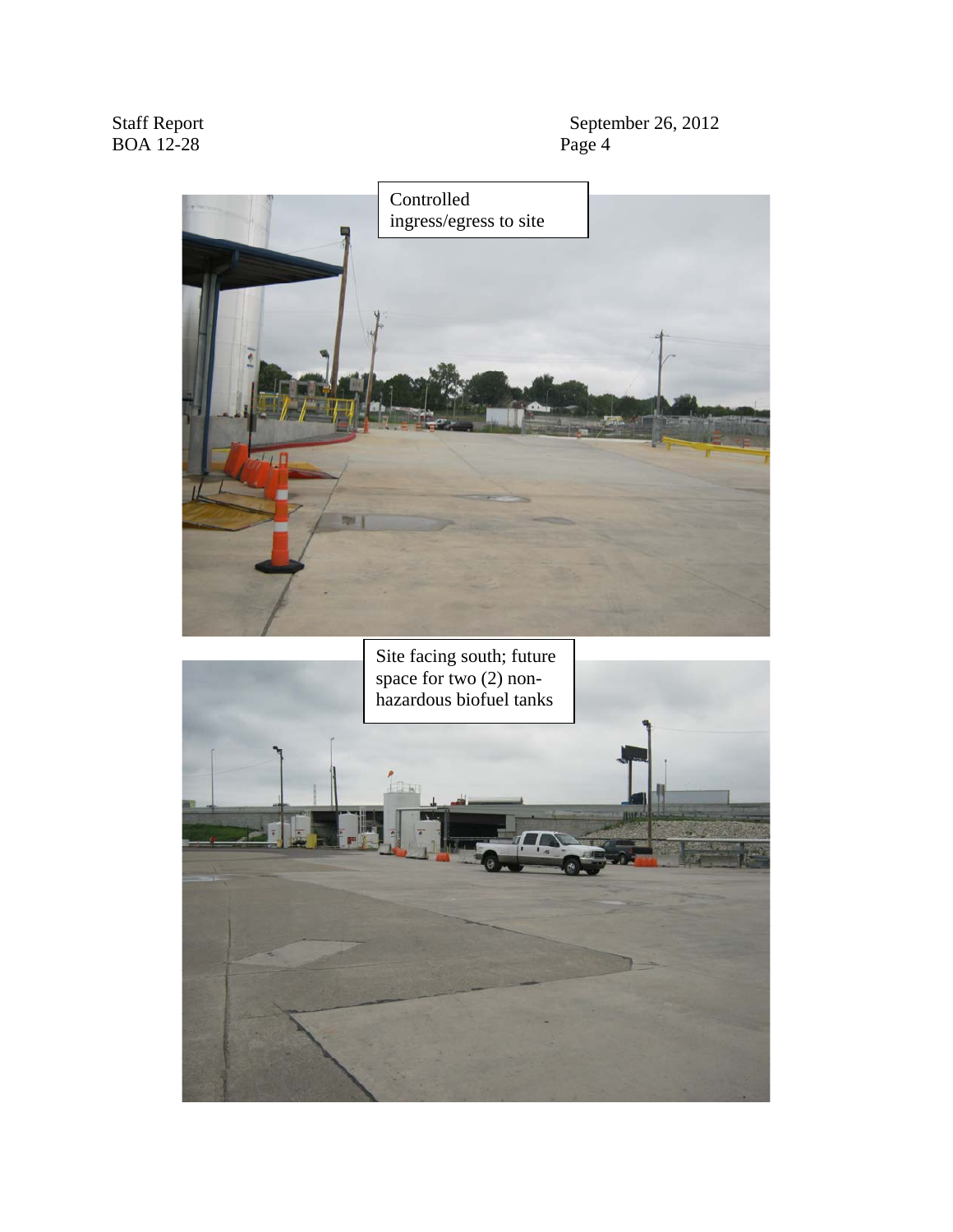Controlled ingress/egress to site

Site facing south; future space for two (2) non-hazardous biofuel tanks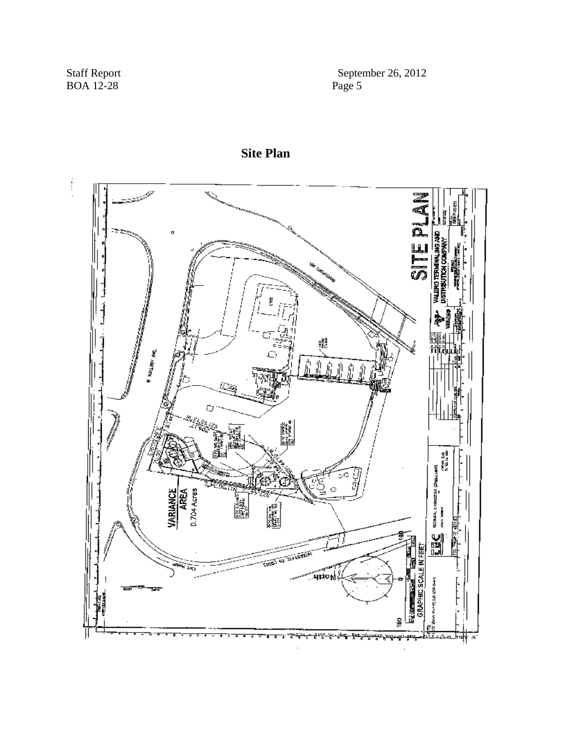## Site Plan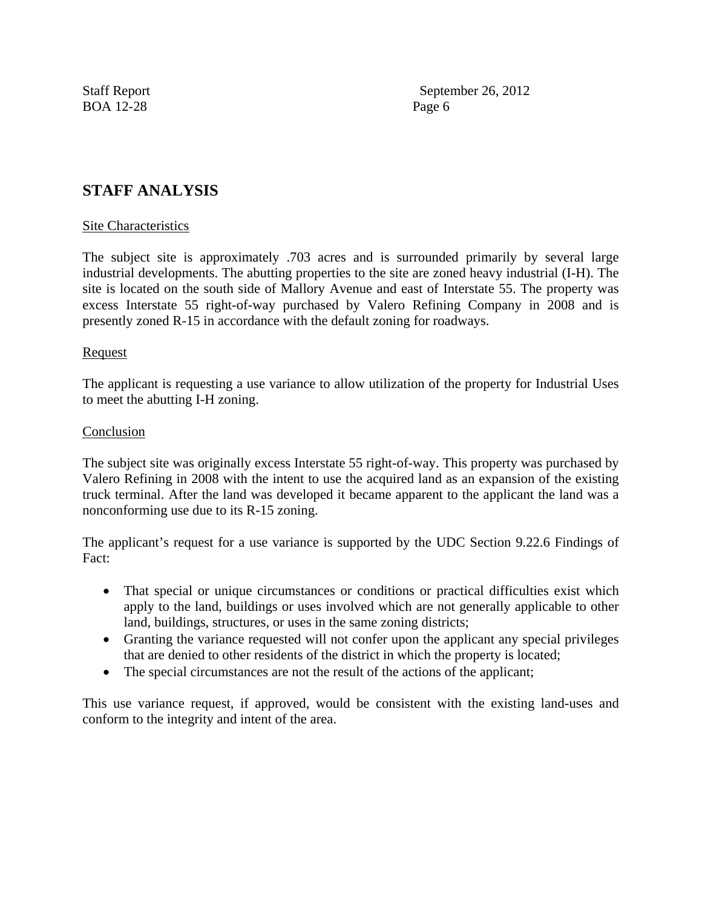## STAFF ANALYSIS

Site Characteristics

The subject site is approximately .703 acres and is surrounded primarily by several large industrial developments. The abutting properties to the site are zoned heavy industrial (I-H). The site is located on the south side of Mallory Avenue and east of Interstate 55. The property was excess Interstate 55 right-of-way purchased by Valero Refining Company in 2008 and is presently zoned R-15 in accordance with the default zoning for roadways.

Request

The applicant is requesting a use variance to allow utilization of the property for Industrial Uses to meet the abutting I-H zoning.

Conclusion

The subject site was originally excess Interstate 55 right-of-way. This property was purchased by Valero Refining in 2008 with the intent to use the acquired land as an expansion of the existing truck terminal. After the land was developed it became apparent to the applicant the land was a nonconforming use due to its R-15 zoning.

The applicant's request for a use variance is supported by the UDC Section 9.22.6 Findings of Fact:

- That special or unique circumstances or conditions or practical difficulties exist which apply to the land, buildings or uses involved which are not generally applicable to other land, buildings, structures, or uses in the same zoning districts;
- Granting the variance requested will not confer upon the applicant any special privileges that are denied to other residents of the district in which the property is located;
- The special circumstances are not the result of the actions of the applicant;

This use variance request, if approved, would be consistent with the existing land-uses and conform to the integrity and intent of the area.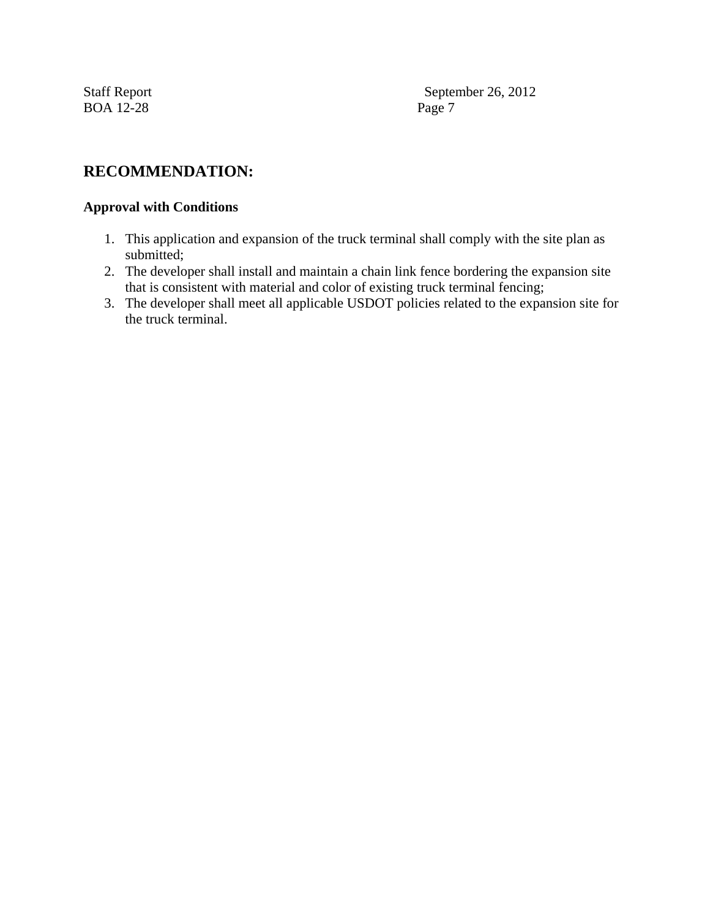## RECOMMENDATION:

**Approval with Conditions**

1. This application and expansion of the truck terminal shall comply with the site plan as submitted;
2. The developer shall install and maintain a chain link fence bordering the expansion site that is consistent with material and color of existing truck terminal fencing;
3. The developer shall meet all applicable USDOT policies related to the expansion site for the truck terminal.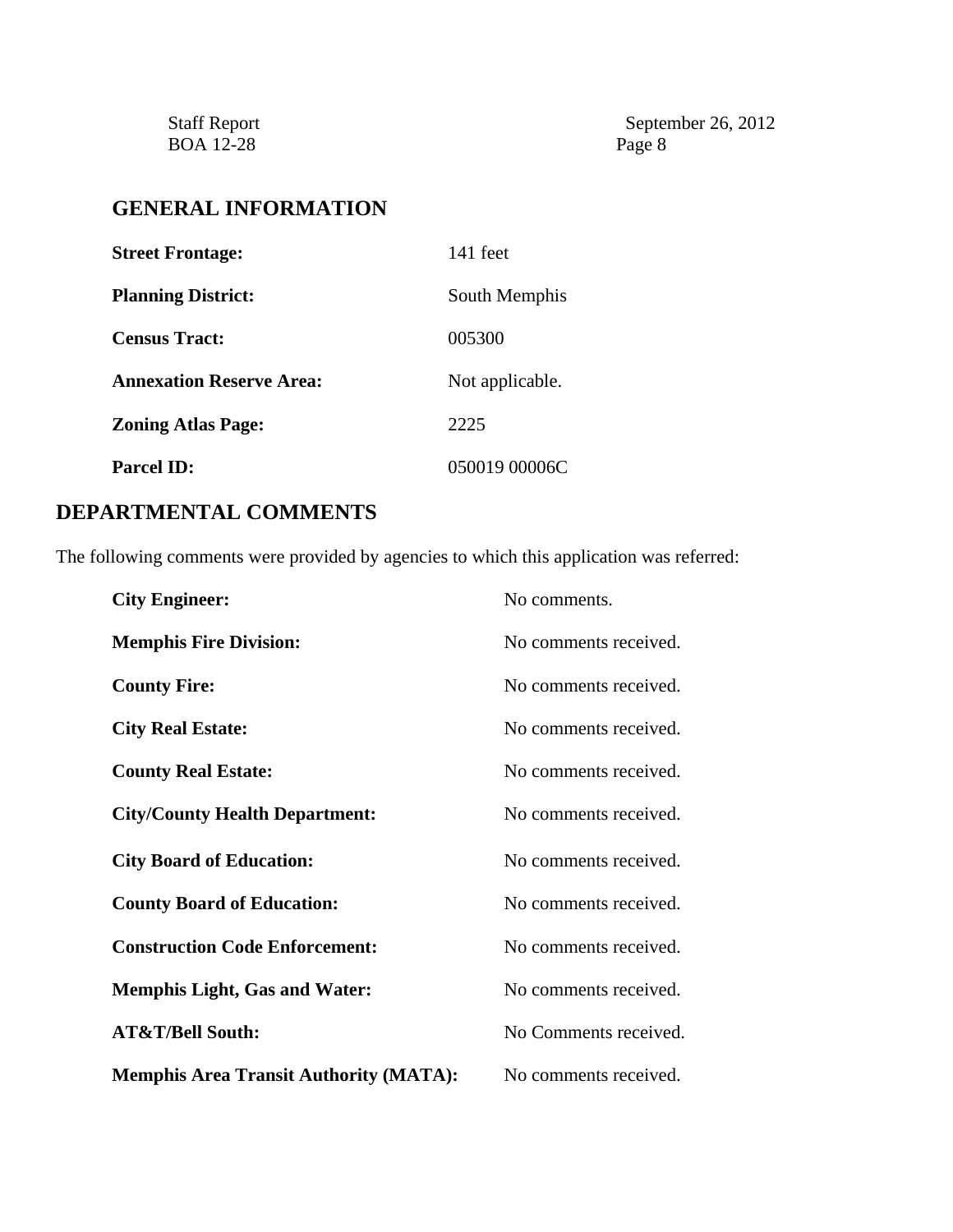## GENERAL INFORMATION

| | |
|---|---|
| **Street Frontage:** | 141 feet |
| **Planning District:** | South Memphis |
| **Census Tract:** | 005300 |
| **Annexation Reserve Area:** | Not applicable. |
| **Zoning Atlas Page:** | 2225 |
| **Parcel ID:** | 050019 00006C |

## DEPARTMENTAL COMMENTS

The following comments were provided by agencies to which this application was referred:

| | |
|---|---|
| **City Engineer:** | No comments. |
| **Memphis Fire Division:** | No comments received. |
| **County Fire:** | No comments received. |
| **City Real Estate:** | No comments received. |
| **County Real Estate:** | No comments received. |
| **City/County Health Department:** | No comments received. |
| **City Board of Education:** | No comments received. |
| **County Board of Education:** | No comments received. |
| **Construction Code Enforcement:** | No comments received. |
| **Memphis Light, Gas and Water:** | No comments received. |
| **AT&T/Bell South:** | No Comments received. |
| **Memphis Area Transit Authority (MATA):** | No comments received. |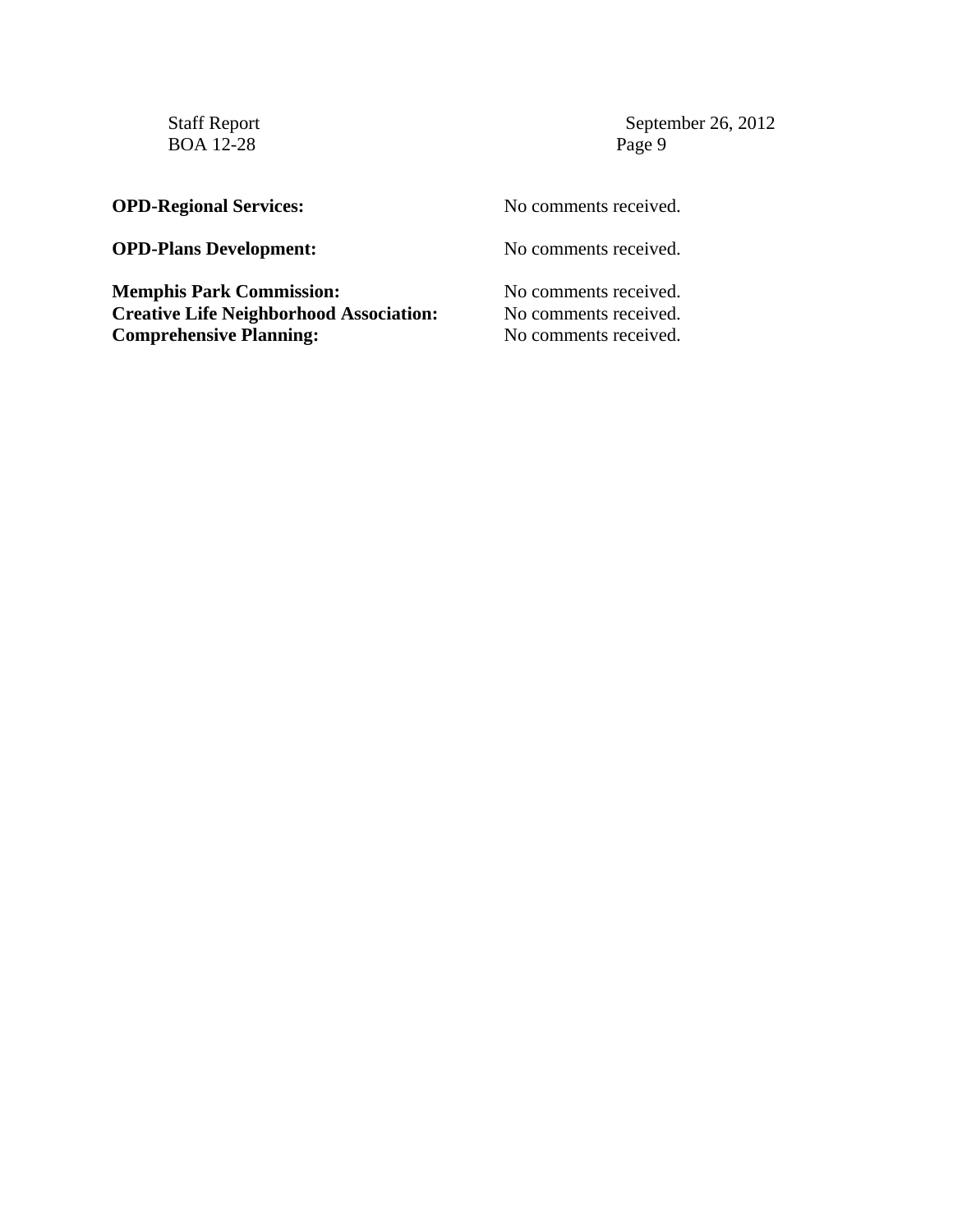**OPD-Regional Services:** No comments received.

**OPD-Plans Development:** No comments received.

**Memphis Park Commission:** No comments received.
**Creative Life Neighborhood Association:** No comments received.
**Comprehensive Planning:** No comments received.